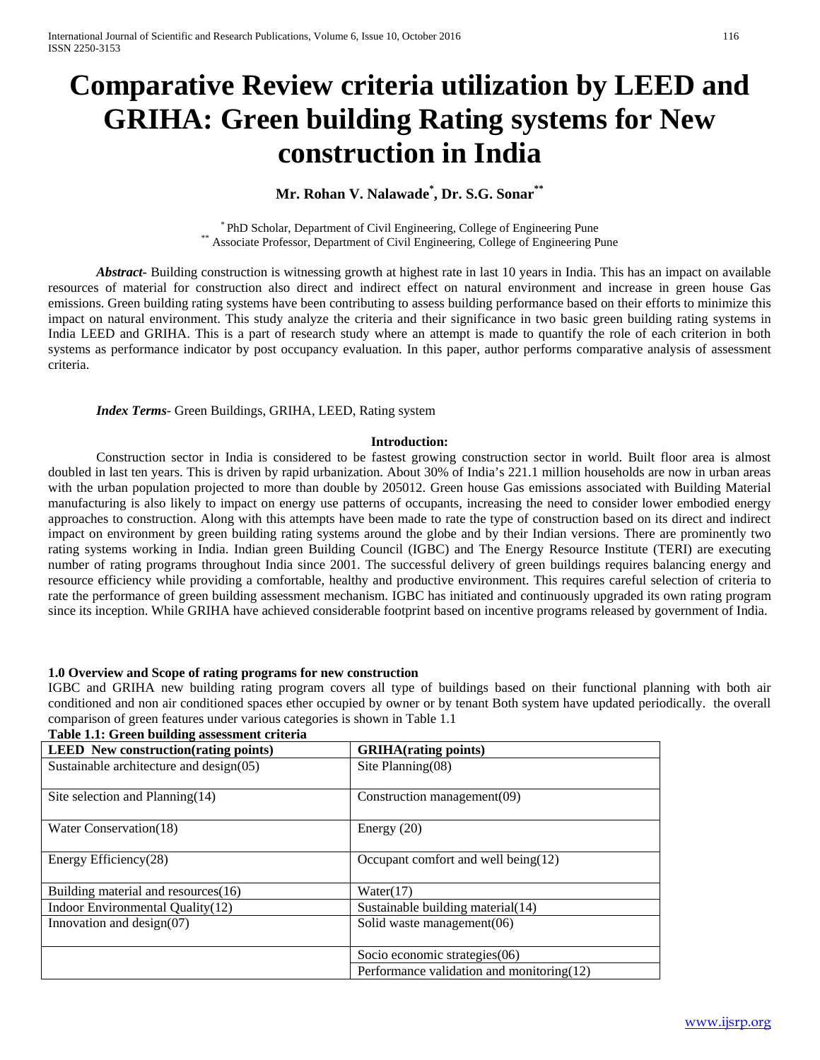# Comparative Review criteria utilization by LEED and GRIHA: Green building Rating systems for New construction in India

**Mr. Rohan V. Nalawade[*], Dr. S.G. Sonar[**]**

[*] PhD Scholar, Department of Civil Engineering, College of Engineering Pune
[**] Associate Professor, Department of Civil Engineering, College of Engineering Pune

***Abstract***- Building construction is witnessing growth at highest rate in last 10 years in India. This has an impact on available resources of material for construction also direct and indirect effect on natural environment and increase in green house Gas emissions. Green building rating systems have been contributing to assess building performance based on their efforts to minimize this impact on natural environment. This study analyze the criteria and their significance in two basic green building rating systems in India LEED and GRIHA. This is a part of research study where an attempt is made to quantify the role of each criterion in both systems as performance indicator by post occupancy evaluation. In this paper, author performs comparative analysis of assessment criteria.

***Index Terms***- Green Buildings, GRIHA, LEED, Rating system

## Introduction:

Construction sector in India is considered to be fastest growing construction sector in world. Built floor area is almost doubled in last ten years. This is driven by rapid urbanization. About 30% of India's 221.1 million households are now in urban areas with the urban population projected to more than double by 205012. Green house Gas emissions associated with Building Material manufacturing is also likely to impact on energy use patterns of occupants, increasing the need to consider lower embodied energy approaches to construction. Along with this attempts have been made to rate the type of construction based on its direct and indirect impact on environment by green building rating systems around the globe and by their Indian versions. There are prominently two rating systems working in India. Indian green Building Council (IGBC) and The Energy Resource Institute (TERI) are executing number of rating programs throughout India since 2001. The successful delivery of green buildings requires balancing energy and resource efficiency while providing a comfortable, healthy and productive environment. This requires careful selection of criteria to rate the performance of green building assessment mechanism. IGBC has initiated and continuously upgraded its own rating program since its inception. While GRIHA have achieved considerable footprint based on incentive programs released by government of India.

### 1.0 Overview and Scope of rating programs for new construction

IGBC and GRIHA new building rating program covers all type of buildings based on their functional planning with both air conditioned and non air conditioned spaces ether occupied by owner or by tenant Both system have updated periodically. the overall comparison of green features under various categories is shown in Table 1.1

**Table 1.1: Green building assessment criteria**

| LEED New construction(rating points) | GRIHA(rating points) |
|---|---|
| Sustainable architecture and design(05) | Site Planning(08) |
| Site selection and Planning(14) | Construction management(09) |
| Water Conservation(18) | Energy (20) |
| Energy Efficiency(28) | Occupant comfort and well being(12) |
| Building material and resources(16) | Water(17) |
| Indoor Environmental Quality(12) | Sustainable building material(14) |
| Innovation and design(07) | Solid waste management(06) |
| | Socio economic strategies(06) |
| | Performance validation and monitoring(12) |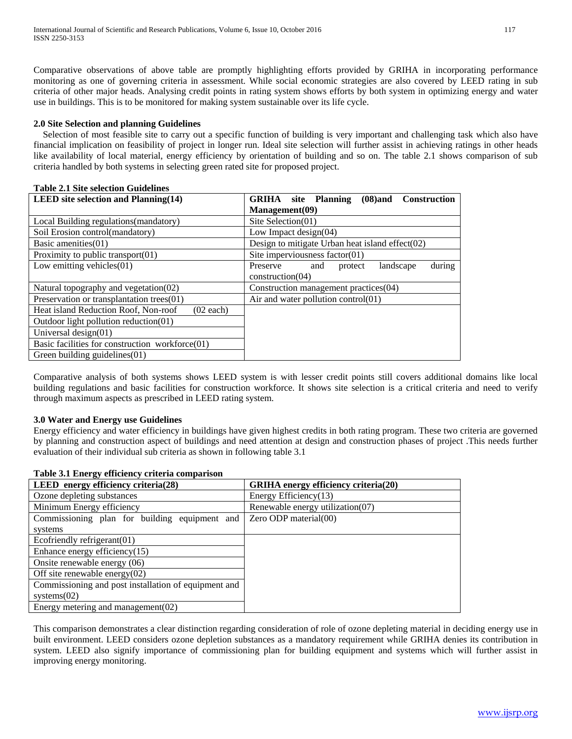Comparative observations of above table are promptly highlighting efforts provided by GRIHA in incorporating performance monitoring as one of governing criteria in assessment. While social economic strategies are also covered by LEED rating in sub criteria of other major heads. Analysing credit points in rating system shows efforts by both system in optimizing energy and water use in buildings. This is to be monitored for making system sustainable over its life cycle.

## 2.0 Site Selection and planning Guidelines

Selection of most feasible site to carry out a specific function of building is very important and challenging task which also have financial implication on feasibility of project in longer run. Ideal site selection will further assist in achieving ratings in other heads like availability of local material, energy efficiency by orientation of building and so on. The table 2.1 shows comparison of sub criteria handled by both systems in selecting green rated site for proposed project.

**Table 2.1 Site selection Guidelines**

| LEED site selection and Planning(14) | GRIHA site Planning (08)and Construction Management(09) |
|---|---|
| Local Building regulations(mandatory) | Site Selection(01) |
| Soil Erosion control(mandatory) | Low Impact design(04) |
| Basic amenities(01) | Design to mitigate Urban heat island effect(02) |
| Proximity to public transport(01) | Site imperviousness factor(01) |
| Low emitting vehicles(01) | Preserve and protect landscape during construction(04) |
| Natural topography and vegetation(02) | Construction management practices(04) |
| Preservation or transplantation trees(01) | Air and water pollution control(01) |
| Heat island Reduction Roof, Non-roof (02 each) | |
| Outdoor light pollution reduction(01) | |
| Universal design(01) | |
| Basic facilities for construction workforce(01) | |
| Green building guidelines(01) | |

Comparative analysis of both systems shows LEED system is with lesser credit points still covers additional domains like local building regulations and basic facilities for construction workforce. It shows site selection is a critical criteria and need to verify through maximum aspects as prescribed in LEED rating system.

## 3.0 Water and Energy use Guidelines

Energy efficiency and water efficiency in buildings have given highest credits in both rating program. These two criteria are governed by planning and construction aspect of buildings and need attention at design and construction phases of project .This needs further evaluation of their individual sub criteria as shown in following table 3.1

**Table 3.1 Energy efficiency criteria comparison**

| LEED energy efficiency criteria(28) | GRIHA energy efficiency criteria(20) |
|---|---|
| Ozone depleting substances | Energy Efficiency(13) |
| Minimum Energy efficiency | Renewable energy utilization(07) |
| Commissioning plan for building equipment and systems | Zero ODP material(00) |
| Ecofriendly refrigerant(01) | |
| Enhance energy efficiency(15) | |
| Onsite renewable energy (06) | |
| Off site renewable energy(02) | |
| Commissioning and post installation of equipment and systems(02) | |
| Energy metering and management(02) | |

This comparison demonstrates a clear distinction regarding consideration of role of ozone depleting material in deciding energy use in built environment. LEED considers ozone depletion substances as a mandatory requirement while GRIHA denies its contribution in system. LEED also signify importance of commissioning plan for building equipment and systems which will further assist in improving energy monitoring.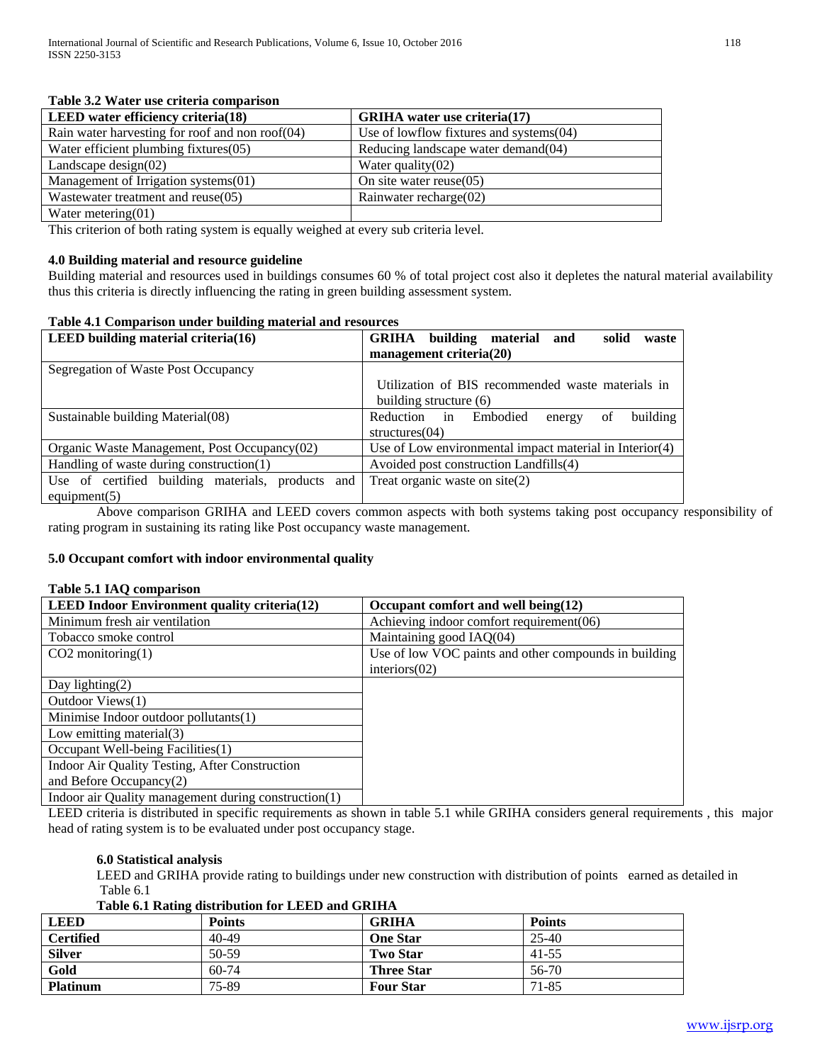**Table 3.2 Water use criteria comparison**

| LEED water efficiency criteria(18) | GRIHA water use criteria(17) |
|---|---|
| Rain water harvesting for roof and non roof(04) | Use of lowflow fixtures and systems(04) |
| Water efficient plumbing fixtures(05) | Reducing landscape water demand(04) |
| Landscape design(02) | Water quality(02) |
| Management of Irrigation systems(01) | On site water reuse(05) |
| Wastewater treatment and reuse(05) | Rainwater recharge(02) |
| Water metering(01) | |

This criterion of both rating system is equally weighed at every sub criteria level.

### 4.0 Building material and resource guideline

Building material and resources used in buildings consumes 60 % of total project cost also it depletes the natural material availability thus this criteria is directly influencing the rating in green building assessment system.

**Table 4.1 Comparison under building material and resources**

| LEED building material criteria(16) | GRIHA building material and solid waste management criteria(20) |
|---|---|
| Segregation of Waste Post Occupancy | Utilization of BIS recommended waste materials in building structure (6) |
| Sustainable building Material(08) | Reduction in Embodied energy of building structures(04) |
| Organic Waste Management, Post Occupancy(02) | Use of Low environmental impact material in Interior(4) |
| Handling of waste during construction(1) | Avoided post construction Landfills(4) |
| Use of certified building materials, products and equipment(5) | Treat organic waste on site(2) |

Above comparison GRIHA and LEED covers common aspects with both systems taking post occupancy responsibility of rating program in sustaining its rating like Post occupancy waste management.

### 5.0 Occupant comfort with indoor environmental quality

**Table 5.1 IAQ comparison**

| LEED Indoor Environment quality criteria(12) | Occupant comfort and well being(12) |
|---|---|
| Minimum fresh air ventilation | Achieving indoor comfort requirement(06) |
| Tobacco smoke control | Maintaining good IAQ(04) |
| $CO_2$ monitoring(1) | Use of low VOC paints and other compounds in building interiors(02) |
| Day lighting(2) | |
| Outdoor Views(1) | |
| Minimise Indoor outdoor pollutants(1) | |
| Low emitting material(3) | |
| Occupant Well-being Facilities(1) | |
| Indoor Air Quality Testing, After Construction and Before Occupancy(2) | |
| Indoor air Quality management during construction(1) | |

LEED criteria is distributed in specific requirements as shown in table 5.1 while GRIHA considers general requirements , this major head of rating system is to be evaluated under post occupancy stage.

### 6.0 Statistical analysis

LEED and GRIHA provide rating to buildings under new construction with distribution of points earned as detailed in Table 6.1

**Table 6.1 Rating distribution for LEED and GRIHA**

| LEED | Points | GRIHA | Points |
|---|---|---|---|
| **Certified** | 40-49 | **One Star** | 25-40 |
| **Silver** | 50-59 | **Two Star** | 41-55 |
| **Gold** | 60-74 | **Three Star** | 56-70 |
| **Platinum** | 75-89 | **Four Star** | 71-85 |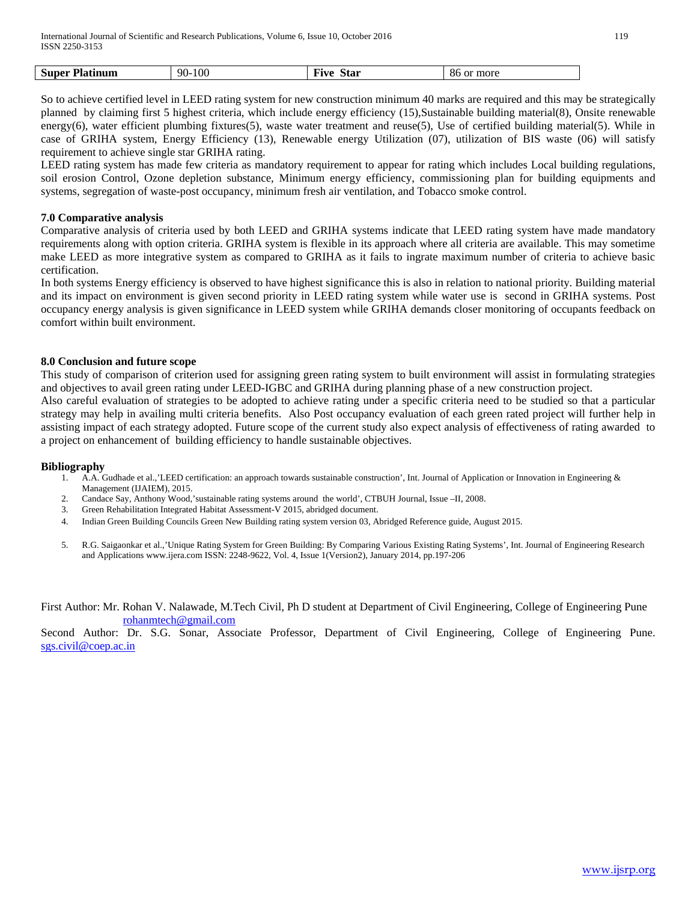| | | | |
|---|---|---|---|
| **Super Platinum** | 90-100 | **Five Star** | 86 or more |

So to achieve certified level in LEED rating system for new construction minimum 40 marks are required and this may be strategically planned by claiming first 5 highest criteria, which include energy efficiency (15),Sustainable building material(8), Onsite renewable energy(6), water efficient plumbing fixtures(5), waste water treatment and reuse(5), Use of certified building material(5). While in case of GRIHA system, Energy Efficiency (13), Renewable energy Utilization (07), utilization of BIS waste (06) will satisfy requirement to achieve single star GRIHA rating.

LEED rating system has made few criteria as mandatory requirement to appear for rating which includes Local building regulations, soil erosion Control, Ozone depletion substance, Minimum energy efficiency, commissioning plan for building equipments and systems, segregation of waste-post occupancy, minimum fresh air ventilation, and Tobacco smoke control.

## 7.0 Comparative analysis

Comparative analysis of criteria used by both LEED and GRIHA systems indicate that LEED rating system have made mandatory requirements along with option criteria. GRIHA system is flexible in its approach where all criteria are available. This may sometime make LEED as more integrative system as compared to GRIHA as it fails to ingrate maximum number of criteria to achieve basic certification.

In both systems Energy efficiency is observed to have highest significance this is also in relation to national priority. Building material and its impact on environment is given second priority in LEED rating system while water use is second in GRIHA systems. Post occupancy energy analysis is given significance in LEED system while GRIHA demands closer monitoring of occupants feedback on comfort within built environment.

## 8.0 Conclusion and future scope

This study of comparison of criterion used for assigning green rating system to built environment will assist in formulating strategies and objectives to avail green rating under LEED-IGBC and GRIHA during planning phase of a new construction project.

Also careful evaluation of strategies to be adopted to achieve rating under a specific criteria need to be studied so that a particular strategy may help in availing multi criteria benefits. Also Post occupancy evaluation of each green rated project will further help in assisting impact of each strategy adopted. Future scope of the current study also expect analysis of effectiveness of rating awarded to a project on enhancement of building efficiency to handle sustainable objectives.

## Bibliography

1. A.A. Gudhade et al.,'LEED certification: an approach towards sustainable construction', Int. Journal of Application or Innovation in Engineering & Management (IJAIEM), 2015.
2. Candace Say, Anthony Wood,'sustainable rating systems around the world', CTBUH Journal, Issue –II, 2008.
3. Green Rehabilitation Integrated Habitat Assessment-V 2015, abridged document.
4. Indian Green Building Councils Green New Building rating system version 03, Abridged Reference guide, August 2015.
5. R.G. Saigaonkar et al.,'Unique Rating System for Green Building: By Comparing Various Existing Rating Systems', Int. Journal of Engineering Research and Applications www.ijera.com ISSN: 2248-9622, Vol. 4, Issue 1(Version2), January 2014, pp.197-206

First Author: Mr. Rohan V. Nalawade, M.Tech Civil, Ph D student at Department of Civil Engineering, College of Engineering Pune rohanmtech@gmail.com

Second Author: Dr. S.G. Sonar, Associate Professor, Department of Civil Engineering, College of Engineering Pune. sgs.civil@coep.ac.in